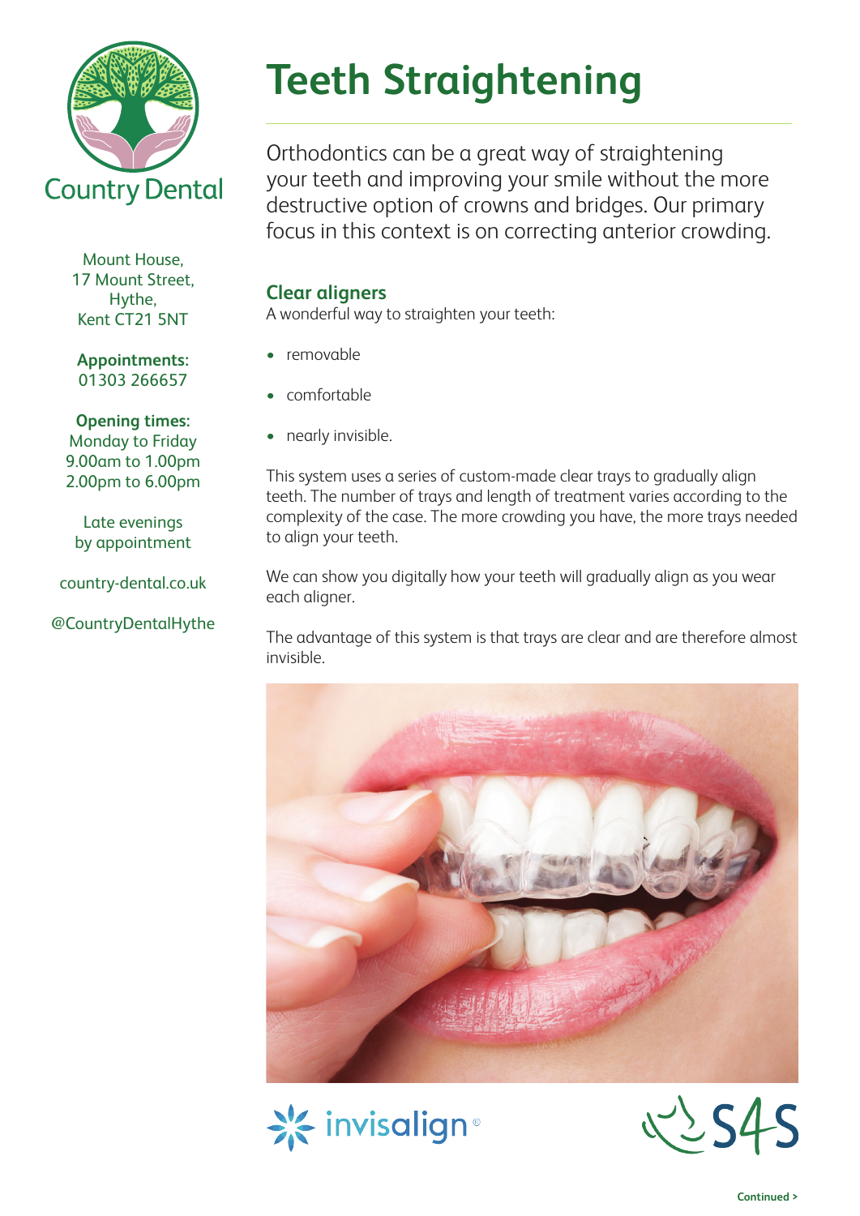Country Dental

Mount House,
17 Mount Street,
Hythe,
Kent CT21 5NT

**Appointments:**
01303 266657

**Opening times:**
Monday to Friday
9.00am to 1.00pm
2.00pm to 6.00pm

Late evenings
by appointment

country-dental.co.uk

@CountryDentalHythe

# Teeth Straightening

Orthodontics can be a great way of straightening your teeth and improving your smile without the more destructive option of crowns and bridges. Our primary focus in this context is on correcting anterior crowding.

## Clear aligners

A wonderful way to straighten your teeth:

- removable
- comfortable
- nearly invisible.

This system uses a series of custom-made clear trays to gradually align teeth. The number of trays and length of treatment varies according to the complexity of the case. The more crowding you have, the more trays needed to align your teeth.

We can show you digitally how your teeth will gradually align as you wear each aligner.

The advantage of this system is that trays are clear and are therefore almost invisible.

invisalign®

S4S

Continued >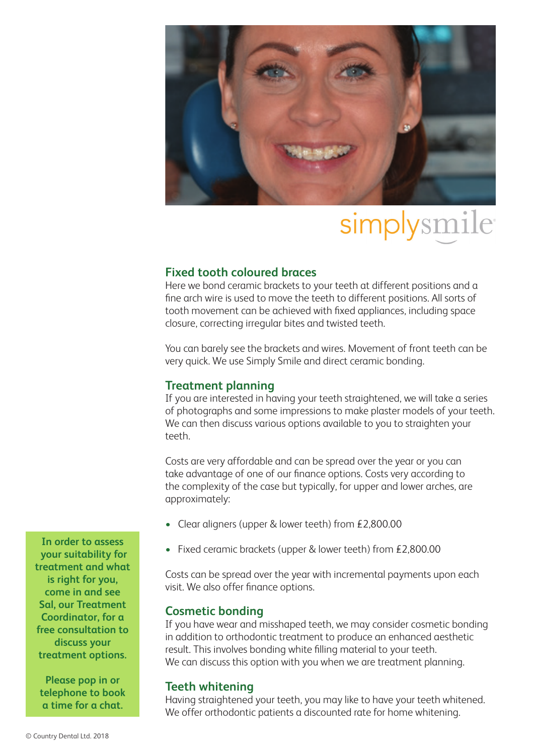simplysmile

## Fixed tooth coloured braces

Here we bond ceramic brackets to your teeth at different positions and a fine arch wire is used to move the teeth to different positions. All sorts of tooth movement can be achieved with fixed appliances, including space closure, correcting irregular bites and twisted teeth.

You can barely see the brackets and wires. Movement of front teeth can be very quick. We use Simply Smile and direct ceramic bonding.

## Treatment planning

If you are interested in having your teeth straightened, we will take a series of photographs and some impressions to make plaster models of your teeth. We can then discuss various options available to you to straighten your teeth.

Costs are very affordable and can be spread over the year or you can take advantage of one of our finance options. Costs very according to the complexity of the case but typically, for upper and lower arches, are approximately:

- Clear aligners (upper & lower teeth) from £2,800.00
- Fixed ceramic brackets (upper & lower teeth) from £2,800.00

Costs can be spread over the year with incremental payments upon each visit. We also offer finance options.

## Cosmetic bonding

If you have wear and misshaped teeth, we may consider cosmetic bonding in addition to orthodontic treatment to produce an enhanced aesthetic result. This involves bonding white filling material to your teeth.
We can discuss this option with you when we are treatment planning.

## Teeth whitening

Having straightened your teeth, you may like to have your teeth whitened. We offer orthodontic patients a discounted rate for home whitening.

**In order to assess your suitability for treatment and what is right for you, come in and see Sal, our Treatment Coordinator, for a free consultation to discuss your treatment options.**

**Please pop in or telephone to book a time for a chat.**

© Country Dental Ltd. 2018